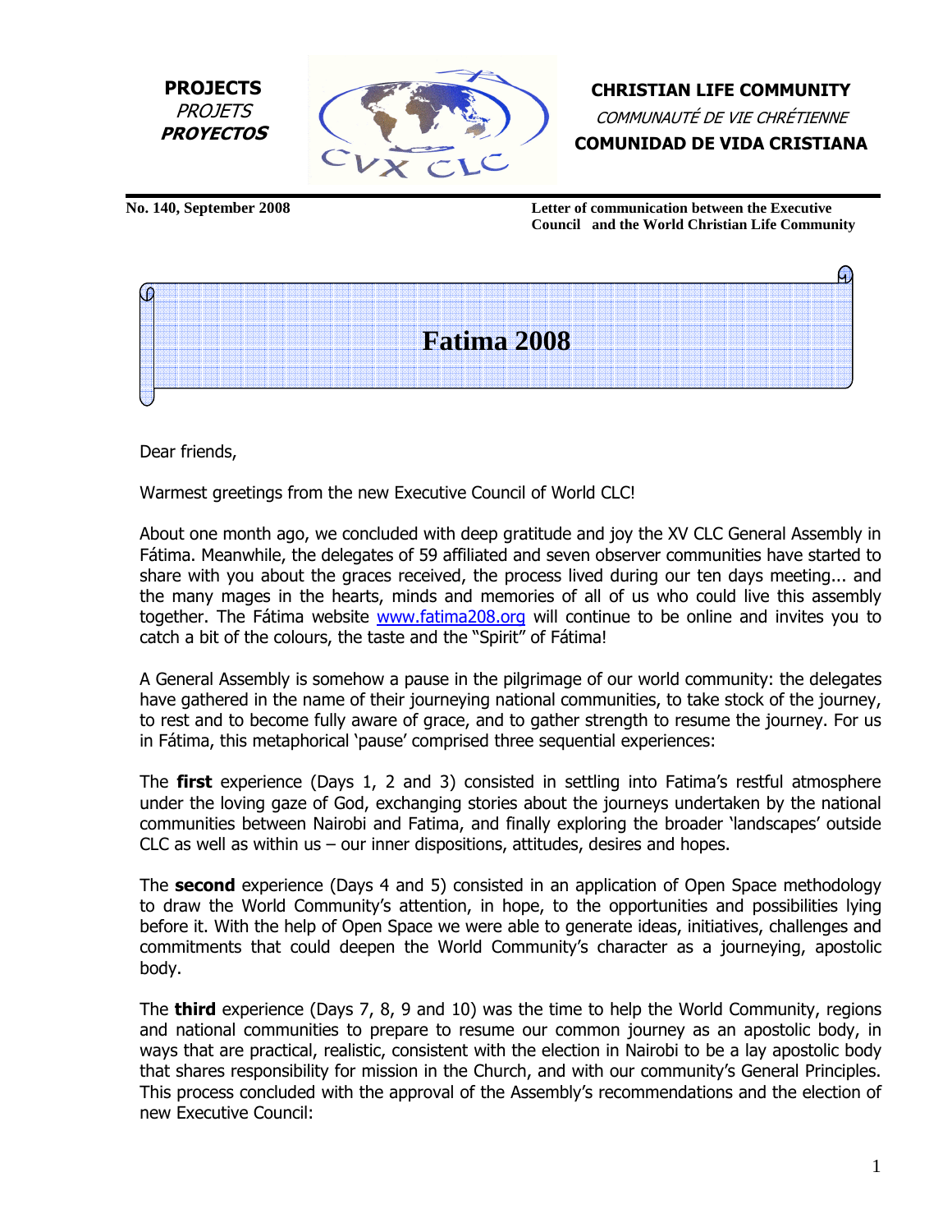**PROJECTS**
*PROJETS*
***PROYECTOS***

**CHRISTIAN LIFE COMMUNITY**
*COMMUNAUTÉ DE VIE CHRÉTIENNE*
**COMUNIDAD DE VIDA CRISTIANA**

**No. 140, September 2008**

**Letter of communication between the Executive Council and the World Christian Life Community**

# Fatima 2008

Dear friends,

Warmest greetings from the new Executive Council of World CLC!

About one month ago, we concluded with deep gratitude and joy the XV CLC General Assembly in Fátima. Meanwhile, the delegates of 59 affiliated and seven observer communities have started to share with you about the graces received, the process lived during our ten days meeting... and the many mages in the hearts, minds and memories of all of us who could live this assembly together. The Fátima website www.fatima208.org will continue to be online and invites you to catch a bit of the colours, the taste and the "Spirit" of Fátima!

A General Assembly is somehow a pause in the pilgrimage of our world community: the delegates have gathered in the name of their journeying national communities, to take stock of the journey, to rest and to become fully aware of grace, and to gather strength to resume the journey. For us in Fátima, this metaphorical 'pause' comprised three sequential experiences:

The **first** experience (Days 1, 2 and 3) consisted in settling into Fatima's restful atmosphere under the loving gaze of God, exchanging stories about the journeys undertaken by the national communities between Nairobi and Fatima, and finally exploring the broader 'landscapes' outside CLC as well as within us – our inner dispositions, attitudes, desires and hopes.

The **second** experience (Days 4 and 5) consisted in an application of Open Space methodology to draw the World Community's attention, in hope, to the opportunities and possibilities lying before it. With the help of Open Space we were able to generate ideas, initiatives, challenges and commitments that could deepen the World Community's character as a journeying, apostolic body.

The **third** experience (Days 7, 8, 9 and 10) was the time to help the World Community, regions and national communities to prepare to resume our common journey as an apostolic body, in ways that are practical, realistic, consistent with the election in Nairobi to be a lay apostolic body that shares responsibility for mission in the Church, and with our community's General Principles. This process concluded with the approval of the Assembly's recommendations and the election of new Executive Council: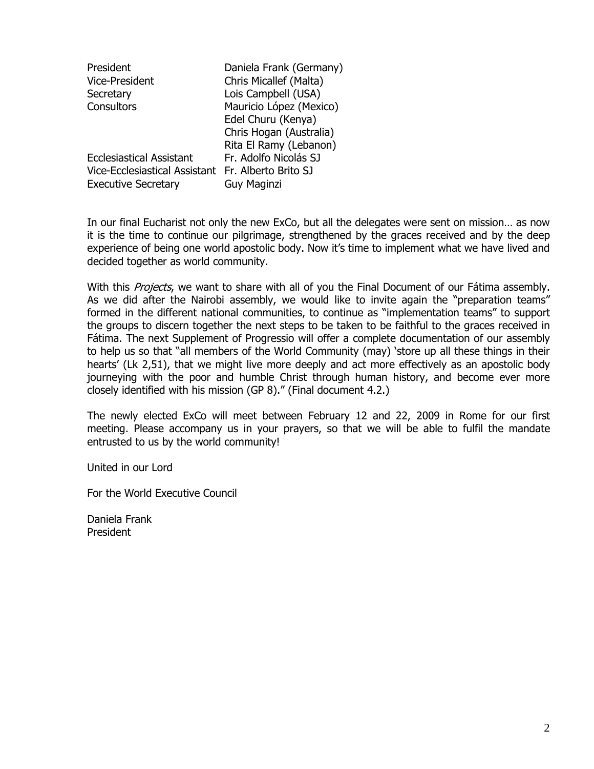| | |
|---|---|
| President | Daniela Frank (Germany) |
| Vice-President | Chris Micallef (Malta) |
| Secretary | Lois Campbell (USA) |
| Consultors | Mauricio López (Mexico) |
| | Edel Churu (Kenya) |
| | Chris Hogan (Australia) |
| | Rita El Ramy (Lebanon) |
| Ecclesiastical Assistant | Fr. Adolfo Nicolás SJ |
| Vice-Ecclesiastical Assistant | Fr. Alberto Brito SJ |
| Executive Secretary | Guy Maginzi |

In our final Eucharist not only the new ExCo, but all the delegates were sent on mission… as now it is the time to continue our pilgrimage, strengthened by the graces received and by the deep experience of being one world apostolic body. Now it's time to implement what we have lived and decided together as world community.

With this *Projects*, we want to share with all of you the Final Document of our Fátima assembly. As we did after the Nairobi assembly, we would like to invite again the "preparation teams" formed in the different national communities, to continue as "implementation teams" to support the groups to discern together the next steps to be taken to be faithful to the graces received in Fátima. The next Supplement of Progressio will offer a complete documentation of our assembly to help us so that "all members of the World Community (may) 'store up all these things in their hearts' (Lk 2,51), that we might live more deeply and act more effectively as an apostolic body journeying with the poor and humble Christ through human history, and become ever more closely identified with his mission (GP 8)." (Final document 4.2.)

The newly elected ExCo will meet between February 12 and 22, 2009 in Rome for our first meeting. Please accompany us in your prayers, so that we will be able to fulfil the mandate entrusted to us by the world community!

United in our Lord

For the World Executive Council

Daniela Frank
President